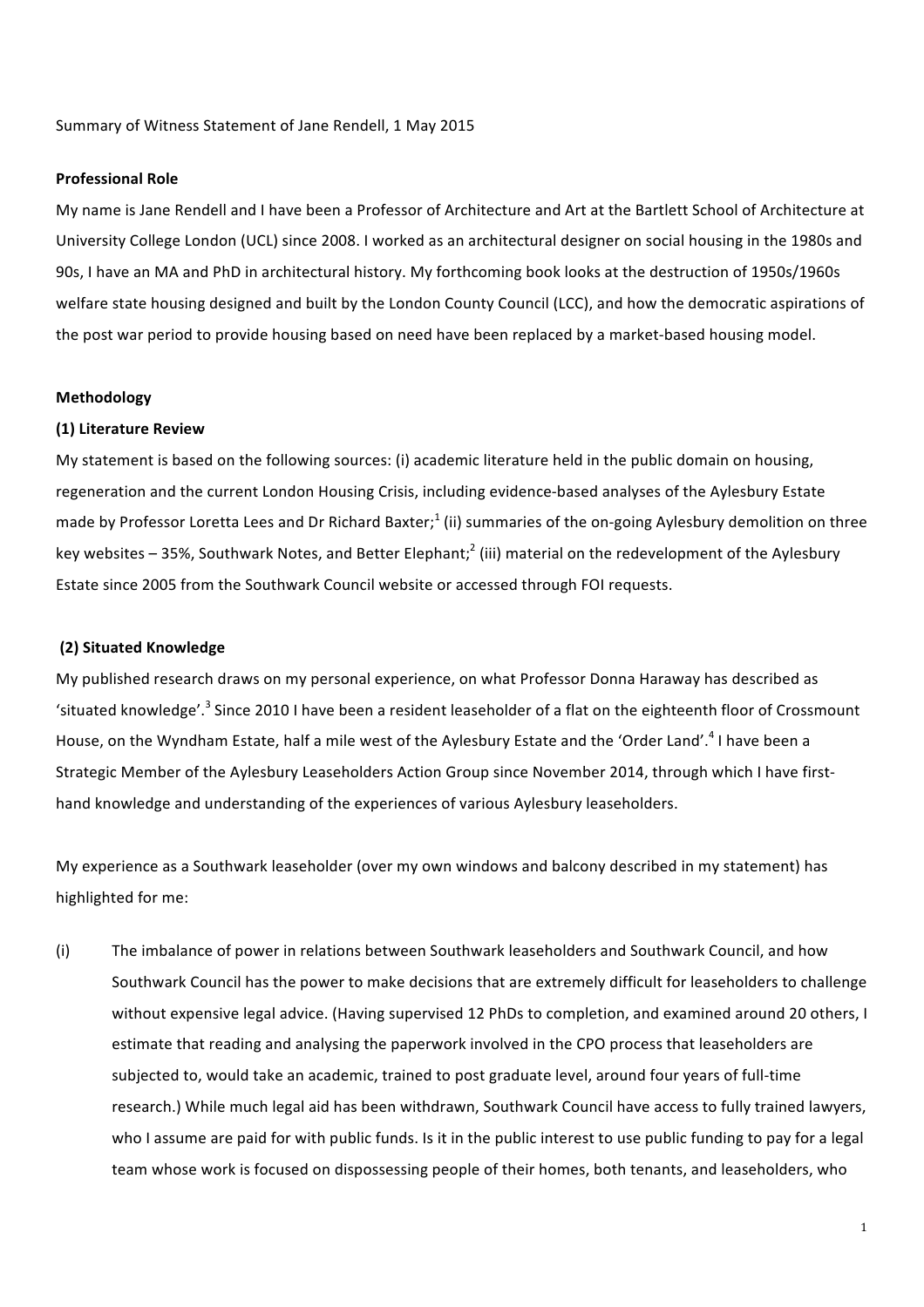Summary of Witness Statement of Jane Rendell, 1 May 2015

**Professional Role**

My name is Jane Rendell and I have been a Professor of Architecture and Art at the Bartlett School of Architecture at University College London (UCL) since 2008. I worked as an architectural designer on social housing in the 1980s and 90s, I have an MA and PhD in architectural history. My forthcoming book looks at the destruction of 1950s/1960s welfare state housing designed and built by the London County Council (LCC), and how the democratic aspirations of the post war period to provide housing based on need have been replaced by a market-based housing model.

**Methodology**

**(1) Literature Review**

My statement is based on the following sources: (i) academic literature held in the public domain on housing, regeneration and the current London Housing Crisis, including evidence-based analyses of the Aylesbury Estate made by Professor Loretta Lees and Dr Richard Baxter;[1] (ii) summaries of the on-going Aylesbury demolition on three key websites – 35%, Southwark Notes, and Better Elephant;[2] (iii) material on the redevelopment of the Aylesbury Estate since 2005 from the Southwark Council website or accessed through FOI requests.

**(2) Situated Knowledge**

My published research draws on my personal experience, on what Professor Donna Haraway has described as 'situated knowledge'.[3] Since 2010 I have been a resident leaseholder of a flat on the eighteenth floor of Crossmount House, on the Wyndham Estate, half a mile west of the Aylesbury Estate and the 'Order Land'.[4] I have been a Strategic Member of the Aylesbury Leaseholders Action Group since November 2014, through which I have first-hand knowledge and understanding of the experiences of various Aylesbury leaseholders.

My experience as a Southwark leaseholder (over my own windows and balcony described in my statement) has highlighted for me:

(i) The imbalance of power in relations between Southwark leaseholders and Southwark Council, and how Southwark Council has the power to make decisions that are extremely difficult for leaseholders to challenge without expensive legal advice. (Having supervised 12 PhDs to completion, and examined around 20 others, I estimate that reading and analysing the paperwork involved in the CPO process that leaseholders are subjected to, would take an academic, trained to post graduate level, around four years of full-time research.) While much legal aid has been withdrawn, Southwark Council have access to fully trained lawyers, who I assume are paid for with public funds. Is it in the public interest to use public funding to pay for a legal team whose work is focused on dispossessing people of their homes, both tenants, and leaseholders, who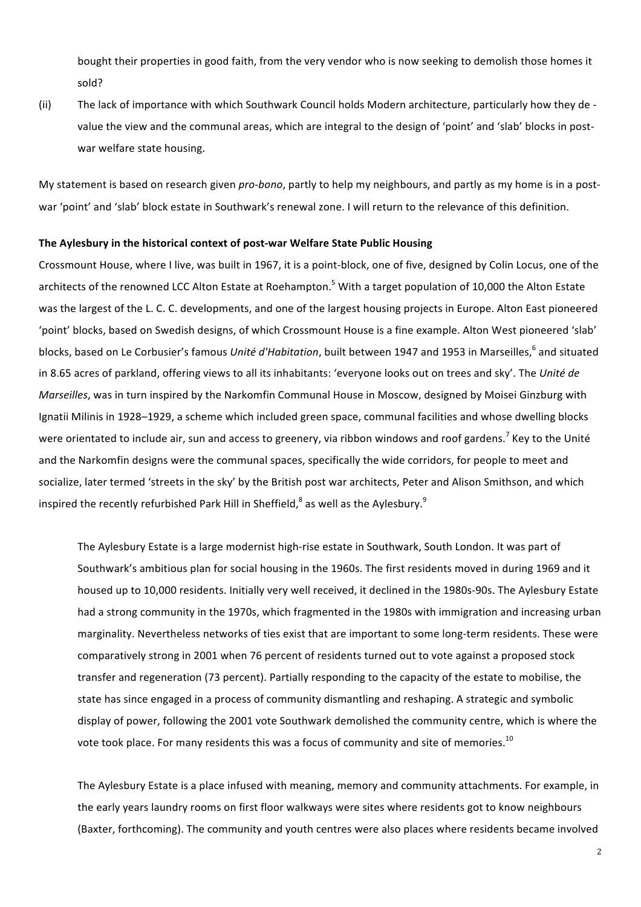bought their properties in good faith, from the very vendor who is now seeking to demolish those homes it sold?

(ii) The lack of importance with which Southwark Council holds Modern architecture, particularly how they de-value the view and the communal areas, which are integral to the design of 'point' and 'slab' blocks in post-war welfare state housing.

My statement is based on research given *pro-bono*, partly to help my neighbours, and partly as my home is in a post-war 'point' and 'slab' block estate in Southwark's renewal zone. I will return to the relevance of this definition.

**The Aylesbury in the historical context of post-war Welfare State Public Housing**

Crossmount House, where I live, was built in 1967, it is a point-block, one of five, designed by Colin Locus, one of the architects of the renowned LCC Alton Estate at Roehampton.[5] With a target population of 10,000 the Alton Estate was the largest of the L. C. C. developments, and one of the largest housing projects in Europe. Alton East pioneered 'point' blocks, based on Swedish designs, of which Crossmount House is a fine example. Alton West pioneered 'slab' blocks, based on Le Corbusier's famous *Unité d'Habitation*, built between 1947 and 1953 in Marseilles,[6] and situated in 8.65 acres of parkland, offering views to all its inhabitants: 'everyone looks out on trees and sky'. The *Unité de Marseilles*, was in turn inspired by the Narkomfin Communal House in Moscow, designed by Moisei Ginzburg with Ignatii Milinis in 1928–1929, a scheme which included green space, communal facilities and whose dwelling blocks were orientated to include air, sun and access to greenery, via ribbon windows and roof gardens.[7] Key to the Unité and the Narkomfin designs were the communal spaces, specifically the wide corridors, for people to meet and socialize, later termed 'streets in the sky' by the British post war architects, Peter and Alison Smithson, and which inspired the recently refurbished Park Hill in Sheffield,[8] as well as the Aylesbury.[9]

> The Aylesbury Estate is a large modernist high-rise estate in Southwark, South London. It was part of Southwark's ambitious plan for social housing in the 1960s. The first residents moved in during 1969 and it housed up to 10,000 residents. Initially very well received, it declined in the 1980s-90s. The Aylesbury Estate had a strong community in the 1970s, which fragmented in the 1980s with immigration and increasing urban marginality. Nevertheless networks of ties exist that are important to some long-term residents. These were comparatively strong in 2001 when 76 percent of residents turned out to vote against a proposed stock transfer and regeneration (73 percent). Partially responding to the capacity of the estate to mobilise, the state has since engaged in a process of community dismantling and reshaping. A strategic and symbolic display of power, following the 2001 vote Southwark demolished the community centre, which is where the vote took place. For many residents this was a focus of community and site of memories.[10]
>
> The Aylesbury Estate is a place infused with meaning, memory and community attachments. For example, in the early years laundry rooms on first floor walkways were sites where residents got to know neighbours (Baxter, forthcoming). The community and youth centres were also places where residents became involved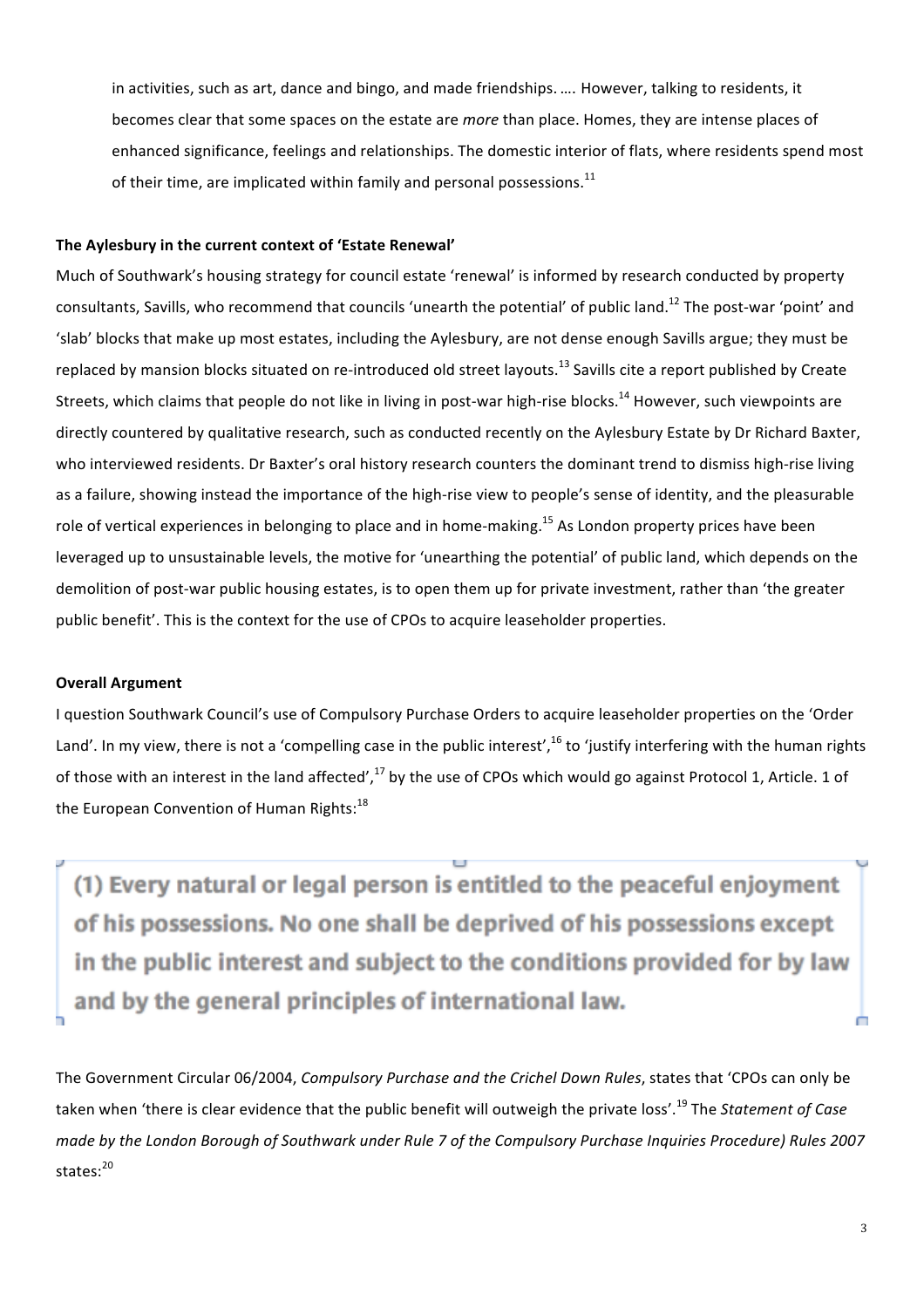> in activities, such as art, dance and bingo, and made friendships. …. However, talking to residents, it becomes clear that some spaces on the estate are *more* than place. Homes, they are intense places of enhanced significance, feelings and relationships. The domestic interior of flats, where residents spend most of their time, are implicated within family and personal possessions.[11]

**The Aylesbury in the current context of 'Estate Renewal'**

Much of Southwark's housing strategy for council estate 'renewal' is informed by research conducted by property consultants, Savills, who recommend that councils 'unearth the potential' of public land.[12] The post-war 'point' and 'slab' blocks that make up most estates, including the Aylesbury, are not dense enough Savills argue; they must be replaced by mansion blocks situated on re-introduced old street layouts.[13] Savills cite a report published by Create Streets, which claims that people do not like in living in post-war high-rise blocks.[14] However, such viewpoints are directly countered by qualitative research, such as conducted recently on the Aylesbury Estate by Dr Richard Baxter, who interviewed residents. Dr Baxter's oral history research counters the dominant trend to dismiss high-rise living as a failure, showing instead the importance of the high-rise view to people's sense of identity, and the pleasurable role of vertical experiences in belonging to place and in home-making.[15] As London property prices have been leveraged up to unsustainable levels, the motive for 'unearthing the potential' of public land, which depends on the demolition of post-war public housing estates, is to open them up for private investment, rather than 'the greater public benefit'. This is the context for the use of CPOs to acquire leaseholder properties.

**Overall Argument**

I question Southwark Council's use of Compulsory Purchase Orders to acquire leaseholder properties on the 'Order Land'. In my view, there is not a 'compelling case in the public interest',[16] to 'justify interfering with the human rights of those with an interest in the land affected',[17] by the use of CPOs which would go against Protocol 1, Article. 1 of the European Convention of Human Rights:[18]

> **(1) Every natural or legal person is entitled to the peaceful enjoyment of his possessions. No one shall be deprived of his possessions except in the public interest and subject to the conditions provided for by law and by the general principles of international law.**

The Government Circular 06/2004, *Compulsory Purchase and the Crichel Down Rules*, states that 'CPOs can only be taken when 'there is clear evidence that the public benefit will outweigh the private loss'.[19] The *Statement of Case made by the London Borough of Southwark under Rule 7 of the Compulsory Purchase Inquiries Procedure) Rules 2007* states:[20]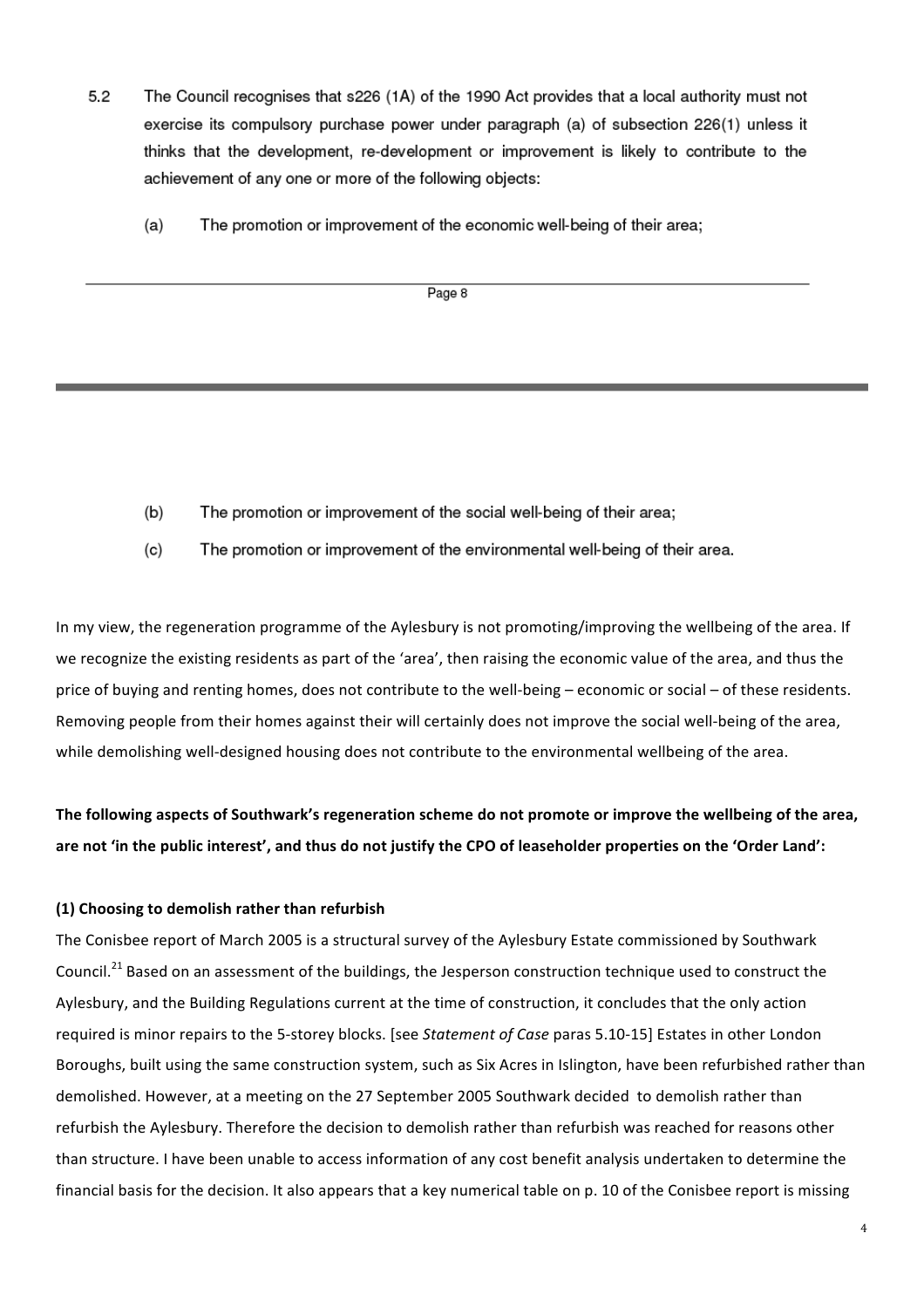5.2 The Council recognises that s226 (1A) of the 1990 Act provides that a local authority must not exercise its compulsory purchase power under paragraph (a) of subsection 226(1) unless it thinks that the development, re-development or improvement is likely to contribute to the achievement of any one or more of the following objects:

(a) The promotion or improvement of the economic well-being of their area;

(b) The promotion or improvement of the social well-being of their area;

(c) The promotion or improvement of the environmental well-being of their area.

In my view, the regeneration programme of the Aylesbury is not promoting/improving the wellbeing of the area. If we recognize the existing residents as part of the 'area', then raising the economic value of the area, and thus the price of buying and renting homes, does not contribute to the well-being – economic or social – of these residents. Removing people from their homes against their will certainly does not improve the social well-being of the area, while demolishing well-designed housing does not contribute to the environmental wellbeing of the area.

**The following aspects of Southwark's regeneration scheme do not promote or improve the wellbeing of the area, are not 'in the public interest', and thus do not justify the CPO of leaseholder properties on the 'Order Land':**

**(1) Choosing to demolish rather than refurbish**

The Conisbee report of March 2005 is a structural survey of the Aylesbury Estate commissioned by Southwark Council.[21] Based on an assessment of the buildings, the Jesperson construction technique used to construct the Aylesbury, and the Building Regulations current at the time of construction, it concludes that the only action required is minor repairs to the 5-storey blocks. [see *Statement of Case* paras 5.10-15] Estates in other London Boroughs, built using the same construction system, such as Six Acres in Islington, have been refurbished rather than demolished. However, at a meeting on the 27 September 2005 Southwark decided to demolish rather than refurbish the Aylesbury. Therefore the decision to demolish rather than refurbish was reached for reasons other than structure. I have been unable to access information of any cost benefit analysis undertaken to determine the financial basis for the decision. It also appears that a key numerical table on p. 10 of the Conisbee report is missing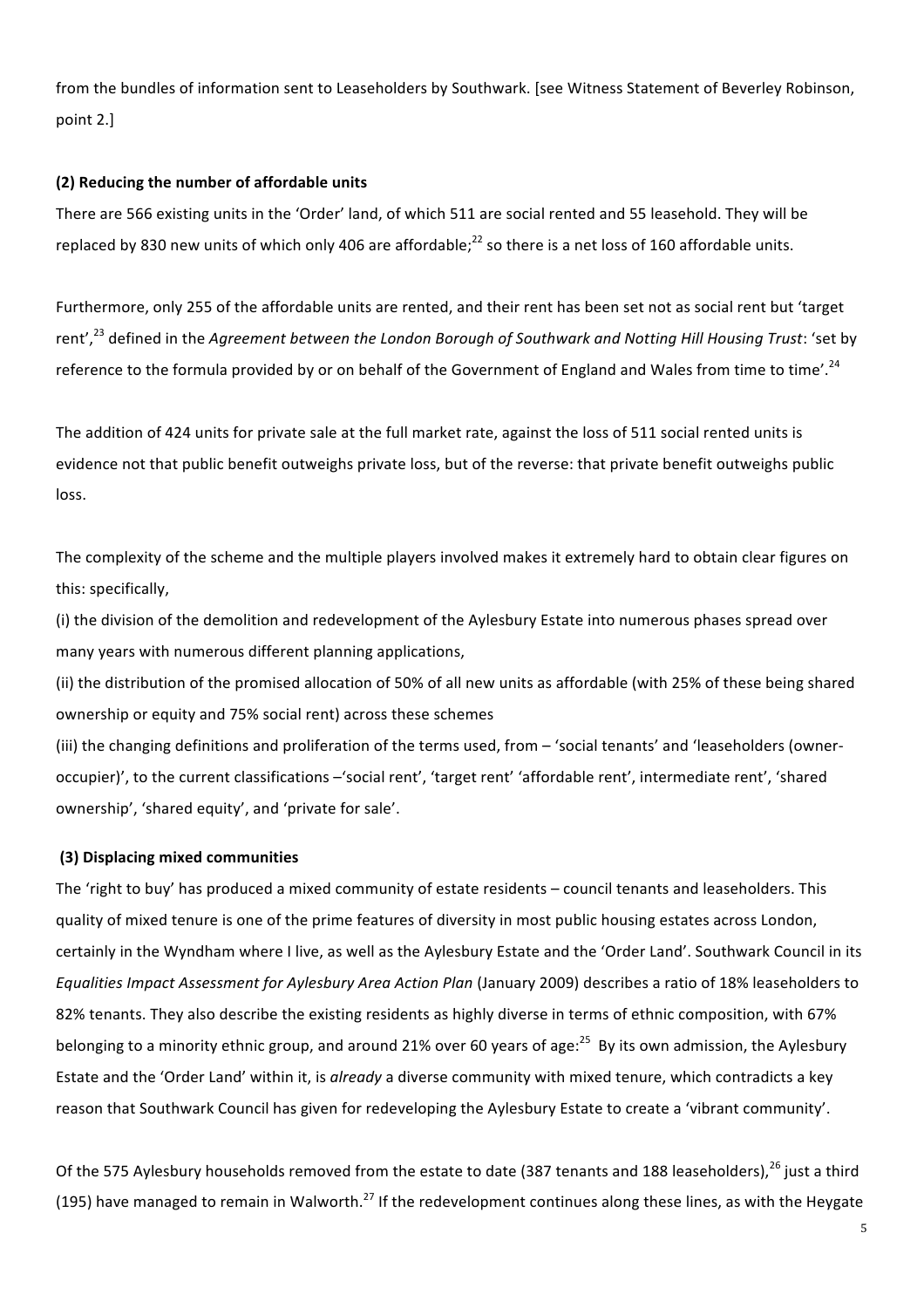from the bundles of information sent to Leaseholders by Southwark. [see Witness Statement of Beverley Robinson, point 2.]

**(2) Reducing the number of affordable units**

There are 566 existing units in the 'Order' land, of which 511 are social rented and 55 leasehold. They will be replaced by 830 new units of which only 406 are affordable;[22] so there is a net loss of 160 affordable units.

Furthermore, only 255 of the affordable units are rented, and their rent has been set not as social rent but 'target rent',[23] defined in the *Agreement between the London Borough of Southwark and Notting Hill Housing Trust*: 'set by reference to the formula provided by or on behalf of the Government of England and Wales from time to time'.[24]

The addition of 424 units for private sale at the full market rate, against the loss of 511 social rented units is evidence not that public benefit outweighs private loss, but of the reverse: that private benefit outweighs public loss.

The complexity of the scheme and the multiple players involved makes it extremely hard to obtain clear figures on this: specifically,

(i) the division of the demolition and redevelopment of the Aylesbury Estate into numerous phases spread over many years with numerous different planning applications,

(ii) the distribution of the promised allocation of 50% of all new units as affordable (with 25% of these being shared ownership or equity and 75% social rent) across these schemes

(iii) the changing definitions and proliferation of the terms used, from – 'social tenants' and 'leaseholders (owner-occupier)', to the current classifications –'social rent', 'target rent' 'affordable rent', intermediate rent', 'shared ownership', 'shared equity', and 'private for sale'.

**(3) Displacing mixed communities**

The 'right to buy' has produced a mixed community of estate residents – council tenants and leaseholders. This quality of mixed tenure is one of the prime features of diversity in most public housing estates across London, certainly in the Wyndham where I live, as well as the Aylesbury Estate and the 'Order Land'. Southwark Council in its *Equalities Impact Assessment for Aylesbury Area Action Plan* (January 2009) describes a ratio of 18% leaseholders to 82% tenants. They also describe the existing residents as highly diverse in terms of ethnic composition, with 67% belonging to a minority ethnic group, and around 21% over 60 years of age:[25] By its own admission, the Aylesbury Estate and the 'Order Land' within it, is *already* a diverse community with mixed tenure, which contradicts a key reason that Southwark Council has given for redeveloping the Aylesbury Estate to create a 'vibrant community'.

Of the 575 Aylesbury households removed from the estate to date (387 tenants and 188 leaseholders),[26] just a third (195) have managed to remain in Walworth.[27] If the redevelopment continues along these lines, as with the Heygate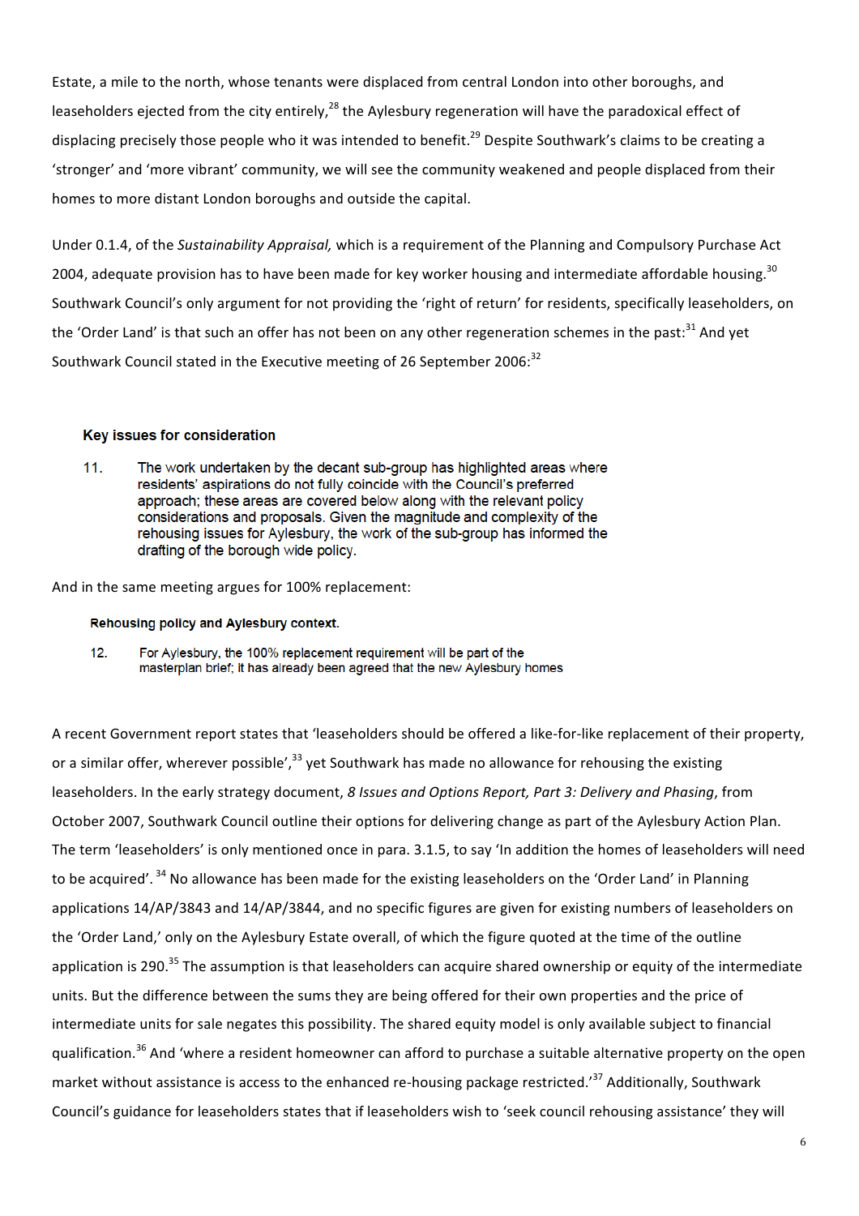Estate, a mile to the north, whose tenants were displaced from central London into other boroughs, and leaseholders ejected from the city entirely,[28] the Aylesbury regeneration will have the paradoxical effect of displacing precisely those people who it was intended to benefit.[29] Despite Southwark's claims to be creating a 'stronger' and 'more vibrant' community, we will see the community weakened and people displaced from their homes to more distant London boroughs and outside the capital.

Under 0.1.4, of the *Sustainability Appraisal,* which is a requirement of the Planning and Compulsory Purchase Act 2004, adequate provision has to have been made for key worker housing and intermediate affordable housing.[30] Southwark Council's only argument for not providing the 'right of return' for residents, specifically leaseholders, on the 'Order Land' is that such an offer has not been on any other regeneration schemes in the past:[31] And yet Southwark Council stated in the Executive meeting of 26 September 2006:[32]

> **Key issues for consideration**
>
> 11. The work undertaken by the decant sub-group has highlighted areas where residents' aspirations do not fully coincide with the Council's preferred approach; these areas are covered below along with the relevant policy considerations and proposals. Given the magnitude and complexity of the rehousing issues for Aylesbury, the work of the sub-group has informed the drafting of the borough wide policy.

And in the same meeting argues for 100% replacement:

> **Rehousing policy and Aylesbury context.**
>
> 12. For Aylesbury, the 100% replacement requirement will be part of the masterplan brief; it has already been agreed that the new Aylesbury homes

A recent Government report states that 'leaseholders should be offered a like-for-like replacement of their property, or a similar offer, wherever possible',[33] yet Southwark has made no allowance for rehousing the existing leaseholders. In the early strategy document, *8 Issues and Options Report, Part 3: Delivery and Phasing*, from October 2007, Southwark Council outline their options for delivering change as part of the Aylesbury Action Plan. The term 'leaseholders' is only mentioned once in para. 3.1.5, to say 'In addition the homes of leaseholders will need to be acquired'.[34] No allowance has been made for the existing leaseholders on the 'Order Land' in Planning applications 14/AP/3843 and 14/AP/3844, and no specific figures are given for existing numbers of leaseholders on the 'Order Land,' only on the Aylesbury Estate overall, of which the figure quoted at the time of the outline application is 290.[35] The assumption is that leaseholders can acquire shared ownership or equity of the intermediate units. But the difference between the sums they are being offered for their own properties and the price of intermediate units for sale negates this possibility. The shared equity model is only available subject to financial qualification.[36] And 'where a resident homeowner can afford to purchase a suitable alternative property on the open market without assistance is access to the enhanced re-housing package restricted.'[37] Additionally, Southwark Council's guidance for leaseholders states that if leaseholders wish to 'seek council rehousing assistance' they will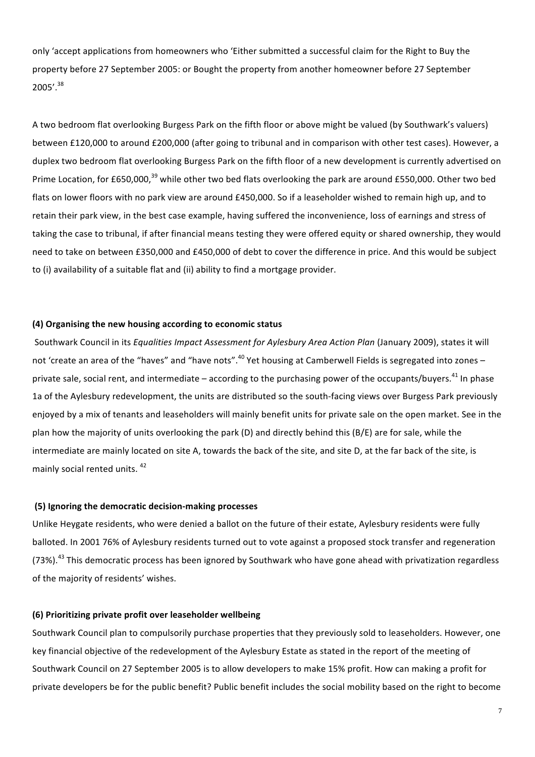only 'accept applications from homeowners who 'Either submitted a successful claim for the Right to Buy the property before 27 September 2005: or Bought the property from another homeowner before 27 September 2005'.[38]

A two bedroom flat overlooking Burgess Park on the fifth floor or above might be valued (by Southwark's valuers) between £120,000 to around £200,000 (after going to tribunal and in comparison with other test cases). However, a duplex two bedroom flat overlooking Burgess Park on the fifth floor of a new development is currently advertised on Prime Location, for £650,000,[39] while other two bed flats overlooking the park are around £550,000. Other two bed flats on lower floors with no park view are around £450,000. So if a leaseholder wished to remain high up, and to retain their park view, in the best case example, having suffered the inconvenience, loss of earnings and stress of taking the case to tribunal, if after financial means testing they were offered equity or shared ownership, they would need to take on between £350,000 and £450,000 of debt to cover the difference in price. And this would be subject to (i) availability of a suitable flat and (ii) ability to find a mortgage provider.

**(4) Organising the new housing according to economic status**

Southwark Council in its *Equalities Impact Assessment for Aylesbury Area Action Plan* (January 2009), states it will not 'create an area of the "haves" and "have nots".[40] Yet housing at Camberwell Fields is segregated into zones – private sale, social rent, and intermediate – according to the purchasing power of the occupants/buyers.[41] In phase 1a of the Aylesbury redevelopment, the units are distributed so the south-facing views over Burgess Park previously enjoyed by a mix of tenants and leaseholders will mainly benefit units for private sale on the open market. See in the plan how the majority of units overlooking the park (D) and directly behind this (B/E) are for sale, while the intermediate are mainly located on site A, towards the back of the site, and site D, at the far back of the site, is mainly social rented units.[42]

**(5) Ignoring the democratic decision-making processes**

Unlike Heygate residents, who were denied a ballot on the future of their estate, Aylesbury residents were fully balloted. In 2001 76% of Aylesbury residents turned out to vote against a proposed stock transfer and regeneration (73%).[43] This democratic process has been ignored by Southwark who have gone ahead with privatization regardless of the majority of residents' wishes.

**(6) Prioritizing private profit over leaseholder wellbeing**

Southwark Council plan to compulsorily purchase properties that they previously sold to leaseholders. However, one key financial objective of the redevelopment of the Aylesbury Estate as stated in the report of the meeting of Southwark Council on 27 September 2005 is to allow developers to make 15% profit. How can making a profit for private developers be for the public benefit? Public benefit includes the social mobility based on the right to become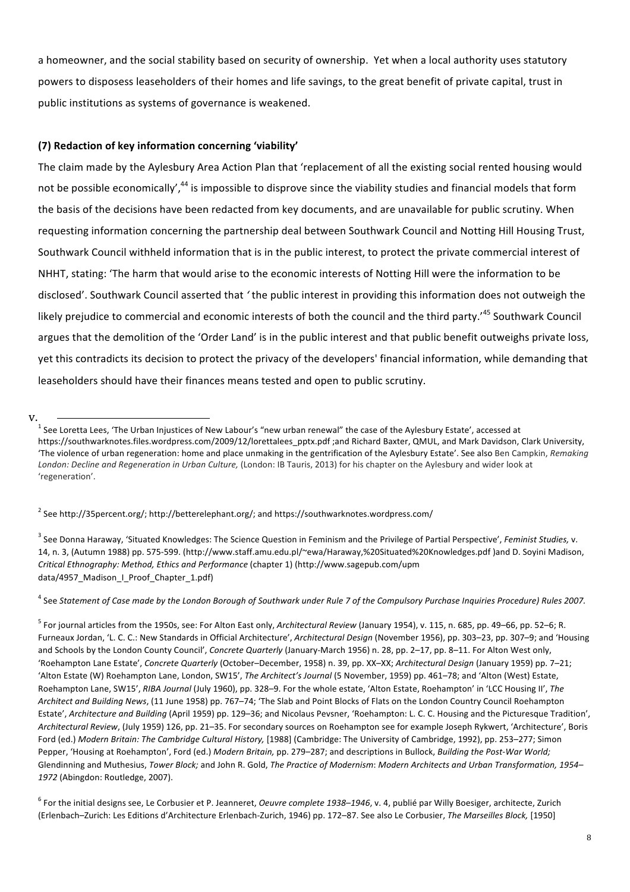a homeowner, and the social stability based on security of ownership. Yet when a local authority uses statutory powers to disposess leaseholders of their homes and life savings, to the great benefit of private capital, trust in public institutions as systems of governance is weakened.

**(7) Redaction of key information concerning 'viability'**

The claim made by the Aylesbury Area Action Plan that 'replacement of all the existing social rented housing would not be possible economically',[44] is impossible to disprove since the viability studies and financial models that form the basis of the decisions have been redacted from key documents, and are unavailable for public scrutiny. When requesting information concerning the partnership deal between Southwark Council and Notting Hill Housing Trust, Southwark Council withheld information that is in the public interest, to protect the private commercial interest of NHHT, stating: 'The harm that would arise to the economic interests of Notting Hill were the information to be disclosed'. Southwark Council asserted that 'the public interest in providing this information does not outweigh the likely prejudice to commercial and economic interests of both the council and the third party.'[45] Southwark Council argues that the demolition of the 'Order Land' is in the public interest and that public benefit outweighs private loss, yet this contradicts its decision to protect the privacy of the developers' financial information, while demanding that leaseholders should have their finances means tested and open to public scrutiny.

v.

[1] See Loretta Lees, 'The Urban Injustices of New Labour's "new urban renewal" the case of the Aylesbury Estate', accessed at https://southwarknotes.files.wordpress.com/2009/12/lorettalees_pptx.pdf ;and Richard Baxter, QMUL, and Mark Davidson, Clark University, 'The violence of urban regeneration: home and place unmaking in the gentrification of the Aylesbury Estate'. See also Ben Campkin, *Remaking London: Decline and Regeneration in Urban Culture,* (London: IB Tauris, 2013) for his chapter on the Aylesbury and wider look at 'regeneration'.

[2] See http://35percent.org/; http://betterelephant.org/; and https://southwarknotes.wordpress.com/

[3] See Donna Haraway, 'Situated Knowledges: The Science Question in Feminism and the Privilege of Partial Perspective', *Feminist Studies,* v. 14, n. 3, (Autumn 1988) pp. 575-599. (http://www.staff.amu.edu.pl/~ewa/Haraway,%20Situated%20Knowledges.pdf )and D. Soyini Madison, *Critical Ethnography: Method, Ethics and Performance* (chapter 1) (http://www.sagepub.com/upm data/4957_Madison_I_Proof_Chapter_1.pdf)

[4] See *Statement of Case made by the London Borough of Southwark under Rule 7 of the Compulsory Purchase Inquiries Procedure) Rules 2007.*

[5] For journal articles from the 1950s, see: For Alton East only, *Architectural Review* (January 1954), v. 115, n. 685, pp. 49–66, pp. 52–6; R. Furneaux Jordan, 'L. C. C.: New Standards in Official Architecture', *Architectural Design* (November 1956), pp. 303–23, pp. 307–9; and 'Housing and Schools by the London County Council', *Concrete Quarterly* (January-March 1956) n. 28, pp. 2–17, pp. 8–11. For Alton West only, 'Roehampton Lane Estate', *Concrete Quarterly* (October–December, 1958) n. 39, pp. XX–XX; *Architectural Design* (January 1959) pp. 7–21; 'Alton Estate (W) Roehampton Lane, London, SW15', *The Architect's Journal* (5 November, 1959) pp. 461–78; and 'Alton (West) Estate, Roehampton Lane, SW15', *RIBA Journal* (July 1960), pp. 328–9. For the whole estate, 'Alton Estate, Roehampton' in 'LCC Housing II', *The Architect and Building News*, (11 June 1958) pp. 767–74; 'The Slab and Point Blocks of Flats on the London Country Council Roehampton Estate', *Architecture and Building* (April 1959) pp. 129–36; and Nicolaus Pevsner, 'Roehampton: L. C. C. Housing and the Picturesque Tradition', *Architectural Review*, (July 1959) 126, pp. 21–35. For secondary sources on Roehampton see for example Joseph Rykwert, 'Architecture', Boris Ford (ed.) *Modern Britain: The Cambridge Cultural History,* [1988] (Cambridge: The University of Cambridge, 1992), pp. 253–277; Simon Pepper, 'Housing at Roehampton', Ford (ed.) *Modern Britain,* pp. 279–287; and descriptions in Bullock, *Building the Post-War World;* Glendinning and Muthesius, *Tower Block;* and John R. Gold, *The Practice of Modernism*: *Modern Architects and Urban Transformation, 1954–1972* (Abingdon: Routledge, 2007).

[6] For the initial designs see, Le Corbusier et P. Jeanneret, *Oeuvre complete 1938–1946*, v. 4, publié par Willy Boesiger, architecte, Zurich (Erlenbach–Zurich: Les Editions d'Architecture Erlenbach-Zurich, 1946) pp. 172–87. See also Le Corbusier, *The Marseilles Block,* [1950]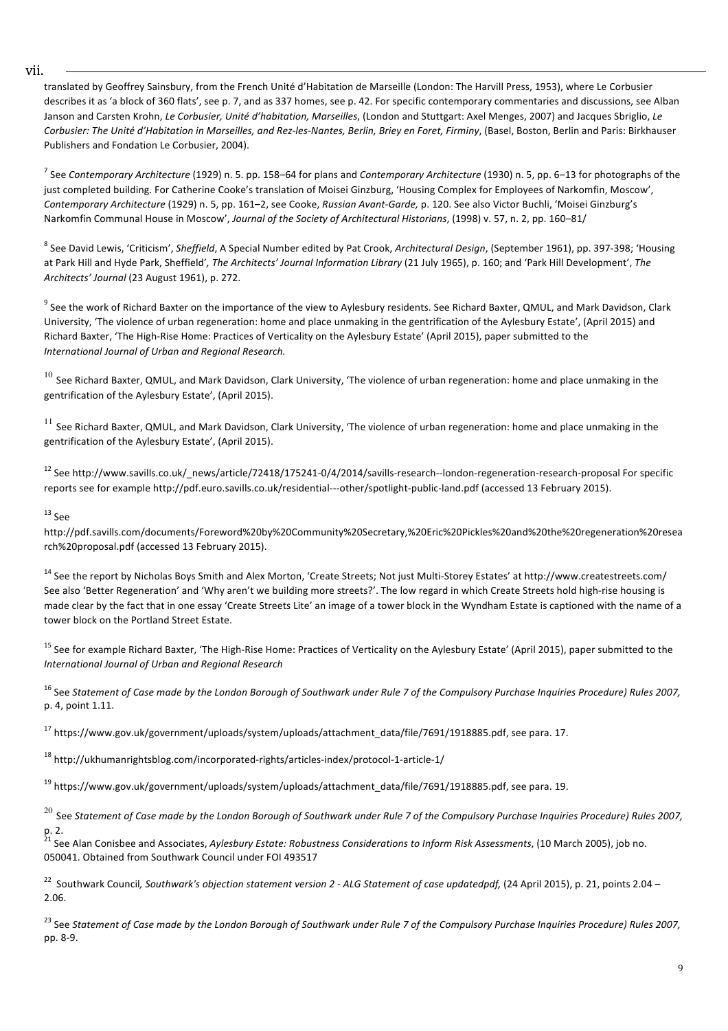vii.

translated by Geoffrey Sainsbury, from the French Unité d'Habitation de Marseille (London: The Harvill Press, 1953), where Le Corbusier describes it as 'a block of 360 flats', see p. 7, and as 337 homes, see p. 42. For specific contemporary commentaries and discussions, see Alban Janson and Carsten Krohn, *Le Corbusier, Unité d'habitation, Marseilles*, (London and Stuttgart: Axel Menges, 2007) and Jacques Sbriglio, *Le Corbusier: The Unité d'Habitation in Marseilles, and Rez-les-Nantes, Berlin, Briey en Foret, Firminy*, (Basel, Boston, Berlin and Paris: Birkhauser Publishers and Fondation Le Corbusier, 2004).

[7] See *Contemporary Architecture* (1929) n. 5. pp. 158–64 for plans and *Contemporary Architecture* (1930) n. 5, pp. 6–13 for photographs of the just completed building. For Catherine Cooke's translation of Moisei Ginzburg, 'Housing Complex for Employees of Narkomfin, Moscow', *Contemporary Architecture* (1929) n. 5, pp. 161–2, see Cooke, *Russian Avant-Garde,* p. 120. See also Victor Buchli, 'Moisei Ginzburg's Narkomfin Communal House in Moscow', *Journal of the Society of Architectural Historians*, (1998) v. 57, n. 2, pp. 160–81/

[8] See David Lewis, 'Criticism', *Sheffield*, A Special Number edited by Pat Crook, *Architectural Design*, (September 1961), pp. 397-398; 'Housing at Park Hill and Hyde Park, Sheffield'*, The Architects' Journal Information Library* (21 July 1965), p. 160; and 'Park Hill Development', *The Architects' Journal* (23 August 1961), p. 272.

[9] See the work of Richard Baxter on the importance of the view to Aylesbury residents. See Richard Baxter, QMUL, and Mark Davidson, Clark University, 'The violence of urban regeneration: home and place unmaking in the gentrification of the Aylesbury Estate', (April 2015) and Richard Baxter, 'The High-Rise Home: Practices of Verticality on the Aylesbury Estate' (April 2015), paper submitted to the *International Journal of Urban and Regional Research.*

[10] See Richard Baxter, QMUL, and Mark Davidson, Clark University, 'The violence of urban regeneration: home and place unmaking in the gentrification of the Aylesbury Estate', (April 2015).

[11] See Richard Baxter, QMUL, and Mark Davidson, Clark University, 'The violence of urban regeneration: home and place unmaking in the gentrification of the Aylesbury Estate', (April 2015).

[12] See http://www.savills.co.uk/_news/article/72418/175241-0/4/2014/savills-research--london-regeneration-research-proposal For specific reports see for example http://pdf.euro.savills.co.uk/residential---other/spotlight-public-land.pdf (accessed 13 February 2015).

[13] See http://pdf.savills.com/documents/Foreword%20by%20Community%20Secretary,%20Eric%20Pickles%20and%20the%20regeneration%20research%20proposal.pdf (accessed 13 February 2015).

[14] See the report by Nicholas Boys Smith and Alex Morton, 'Create Streets; Not just Multi-Storey Estates' at http://www.createstreets.com/ See also 'Better Regeneration' and 'Why aren't we building more streets?'. The low regard in which Create Streets hold high-rise housing is made clear by the fact that in one essay 'Create Streets Lite' an image of a tower block in the Wyndham Estate is captioned with the name of a tower block on the Portland Street Estate.

[15] See for example Richard Baxter, 'The High-Rise Home: Practices of Verticality on the Aylesbury Estate' (April 2015), paper submitted to the *International Journal of Urban and Regional Research*

[16] See *Statement of Case made by the London Borough of Southwark under Rule 7 of the Compulsory Purchase Inquiries Procedure) Rules 2007,* p. 4, point 1.11.

[17] https://www.gov.uk/government/uploads/system/uploads/attachment_data/file/7691/1918885.pdf, see para. 17.

[18] http://ukhumanrightsblog.com/incorporated-rights/articles-index/protocol-1-article-1/

[19] https://www.gov.uk/government/uploads/system/uploads/attachment_data/file/7691/1918885.pdf, see para. 19.

[20] See *Statement of Case made by the London Borough of Southwark under Rule 7 of the Compulsory Purchase Inquiries Procedure) Rules 2007,* p. 2.

[21] See Alan Conisbee and Associates, *Aylesbury Estate: Robustness Considerations to Inform Risk Assessments*, (10 March 2005), job no. 050041. Obtained from Southwark Council under FOI 493517

[22] Southwark Council*, Southwark's objection statement version 2 - ALG Statement of case updatedpdf,* (24 April 2015), p. 21, points 2.04 – 2.06.

[23] See *Statement of Case made by the London Borough of Southwark under Rule 7 of the Compulsory Purchase Inquiries Procedure) Rules 2007,* pp. 8-9.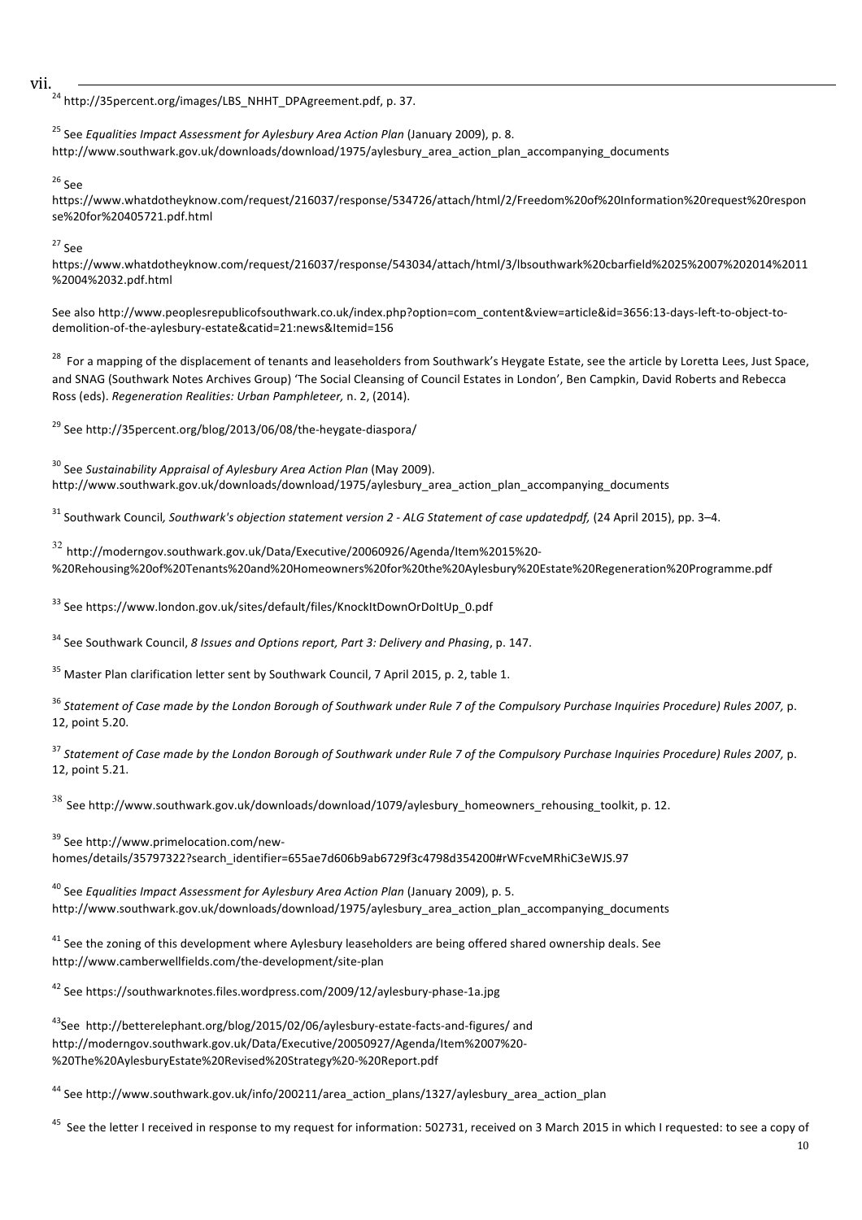vii.

[24] http://35percent.org/images/LBS_NHHT_DPAgreement.pdf, p. 37.

[25] See *Equalities Impact Assessment for Aylesbury Area Action Plan* (January 2009), p. 8. http://www.southwark.gov.uk/downloads/download/1975/aylesbury_area_action_plan_accompanying_documents

[26] See https://www.whatdotheyknow.com/request/216037/response/534726/attach/html/2/Freedom%20of%20Information%20request%20response%20for%20405721.pdf.html

[27] See https://www.whatdotheyknow.com/request/216037/response/543034/attach/html/3/lbsouthwark%20cbarfield%2025%2007%202014%2011%2004%2032.pdf.html

See also http://www.peoplesrepublicofsouthwark.co.uk/index.php?option=com_content&view=article&id=3656:13-days-left-to-object-to-demolition-of-the-aylesbury-estate&catid=21:news&Itemid=156

[28] For a mapping of the displacement of tenants and leaseholders from Southwark's Heygate Estate, see the article by Loretta Lees, Just Space, and SNAG (Southwark Notes Archives Group) 'The Social Cleansing of Council Estates in London', Ben Campkin, David Roberts and Rebecca Ross (eds). *Regeneration Realities: Urban Pamphleteer,* n. 2, (2014).

[29] See http://35percent.org/blog/2013/06/08/the-heygate-diaspora/

[30] See *Sustainability Appraisal of Aylesbury Area Action Plan* (May 2009). http://www.southwark.gov.uk/downloads/download/1975/aylesbury_area_action_plan_accompanying_documents

[31] Southwark Council*, Southwark's objection statement version 2 - ALG Statement of case updatedpdf,* (24 April 2015), pp. 3–4.

[32] http://moderngov.southwark.gov.uk/Data/Executive/20060926/Agenda/Item%2015%20-%20Rehousing%20of%20Tenants%20and%20Homeowners%20for%20the%20Aylesbury%20Estate%20Regeneration%20Programme.pdf

[33] See https://www.london.gov.uk/sites/default/files/KnockItDownOrDoItUp_0.pdf

[34] See Southwark Council, *8 Issues and Options report, Part 3: Delivery and Phasing*, p. 147.

[35] Master Plan clarification letter sent by Southwark Council, 7 April 2015, p. 2, table 1.

[36] *Statement of Case made by the London Borough of Southwark under Rule 7 of the Compulsory Purchase Inquiries Procedure) Rules 2007,* p. 12, point 5.20.

[37] *Statement of Case made by the London Borough of Southwark under Rule 7 of the Compulsory Purchase Inquiries Procedure) Rules 2007,* p. 12, point 5.21.

[38] See http://www.southwark.gov.uk/downloads/download/1079/aylesbury_homeowners_rehousing_toolkit, p. 12.

[39] See http://www.primelocation.com/new-homes/details/35797322?search_identifier=655ae7d606b9ab6729f3c4798d354200#rWFcveMRhiC3eWJS.97

[40] See *Equalities Impact Assessment for Aylesbury Area Action Plan* (January 2009), p. 5. http://www.southwark.gov.uk/downloads/download/1975/aylesbury_area_action_plan_accompanying_documents

[41] See the zoning of this development where Aylesbury leaseholders are being offered shared ownership deals. See http://www.camberwellfields.com/the-development/site-plan

[42] See https://southwarknotes.files.wordpress.com/2009/12/aylesbury-phase-1a.jpg

[43] See http://betterelephant.org/blog/2015/02/06/aylesbury-estate-facts-and-figures/ and http://moderngov.southwark.gov.uk/Data/Executive/20050927/Agenda/Item%2007%20-%20The%20AylesburyEstate%20Revised%20Strategy%20-%20Report.pdf

[44] See http://www.southwark.gov.uk/info/200211/area_action_plans/1327/aylesbury_area_action_plan

[45] See the letter I received in response to my request for information: 502731, received on 3 March 2015 in which I requested: to see a copy of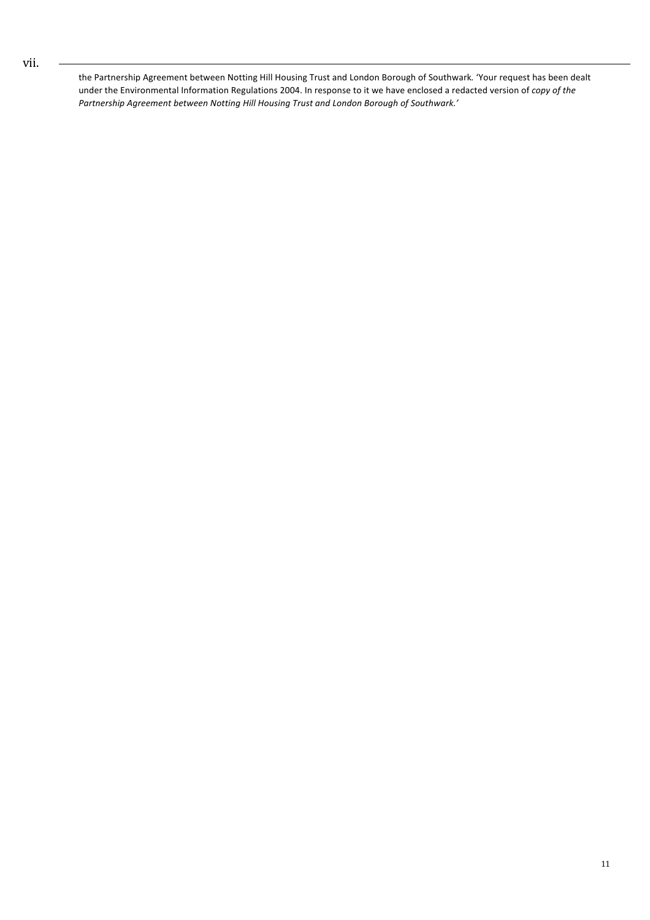vii.

the Partnership Agreement between Notting Hill Housing Trust and London Borough of Southwark. 'Your request has been dealt under the Environmental Information Regulations 2004. In response to it we have enclosed a redacted version of *copy of the Partnership Agreement between Notting Hill Housing Trust and London Borough of Southwark.'*